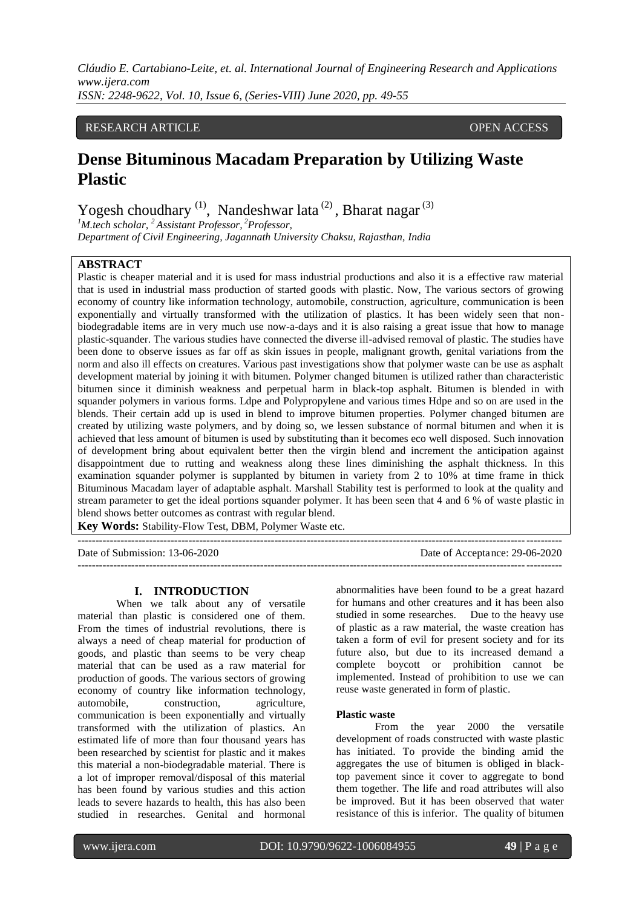RESEARCH ARTICLE OPEN ACCESS

# Dense Bituminous Macadam Preparation by Utilizing Waste Plastic

Yogesh choudhary [(1)], Nandeshwar lata [(2)], Bharat nagar [(3)]

[1]M.tech scholar, [2]Assistant Professor, [2]Professor,
*Department of Civil Engineering, Jagannath University Chaksu, Rajasthan, India*

## ABSTRACT

Plastic is cheaper material and it is used for mass industrial productions and also it is a effective raw material that is used in industrial mass production of started goods with plastic. Now, The various sectors of growing economy of country like information technology, automobile, construction, agriculture, communication is been exponentially and virtually transformed with the utilization of plastics. It has been widely seen that non-biodegradable items are in very much use now-a-days and it is also raising a great issue that how to manage plastic-squander. The various studies have connected the diverse ill-advised removal of plastic. The studies have been done to observe issues as far off as skin issues in people, malignant growth, genital variations from the norm and also ill effects on creatures. Various past investigations show that polymer waste can be use as asphalt development material by joining it with bitumen. Polymer changed bitumen is utilized rather than characteristic bitumen since it diminish weakness and perpetual harm in black-top asphalt. Bitumen is blended in with squander polymers in various forms. Ldpe and Polypropylene and various times Hdpe and so on are used in the blends. Their certain add up is used in blend to improve bitumen properties. Polymer changed bitumen are created by utilizing waste polymers, and by doing so, we lessen substance of normal bitumen and when it is achieved that less amount of bitumen is used by substituting than it becomes eco well disposed. Such innovation of development bring about equivalent better then the virgin blend and increment the anticipation against disappointment due to rutting and weakness along these lines diminishing the asphalt thickness. In this examination squander polymer is supplanted by bitumen in variety from 2 to 10% at time frame in thick Bituminous Macadam layer of adaptable asphalt. Marshall Stability test is performed to look at the quality and stream parameter to get the ideal portions squander polymer. It has been seen that 4 and 6 % of waste plastic in blend shows better outcomes as contrast with regular blend.

**Key Words:** Stability-Flow Test, DBM, Polymer Waste etc.

Date of Submission: 13-06-2020 Date of Acceptance: 29-06-2020

## I. INTRODUCTION

When we talk about any of versatile material than plastic is considered one of them. From the times of industrial revolutions, there is always a need of cheap material for production of goods, and plastic than seems to be very cheap material that can be used as a raw material for production of goods. The various sectors of growing economy of country like information technology, automobile, construction, agriculture, communication is been exponentially and virtually transformed with the utilization of plastics. An estimated life of more than four thousand years has been researched by scientist for plastic and it makes this material a non-biodegradable material. There is a lot of improper removal/disposal of this material has been found by various studies and this action leads to severe hazards to health, this has also been studied in researches. Genital and hormonal abnormalities have been found to be a great hazard for humans and other creatures and it has been also studied in some researches. Due to the heavy use of plastic as a raw material, the waste creation has taken a form of evil for present society and for its future also, but due to its increased demand a complete boycott or prohibition cannot be implemented. Instead of prohibition to use we can reuse waste generated in form of plastic.

**Plastic waste**

From the year 2000 the versatile development of roads constructed with waste plastic has initiated. To provide the binding amid the aggregates the use of bitumen is obliged in black-top pavement since it cover to aggregate to bond them together. The life and road attributes will also be improved. But it has been observed that water resistance of this is inferior. The quality of bitumen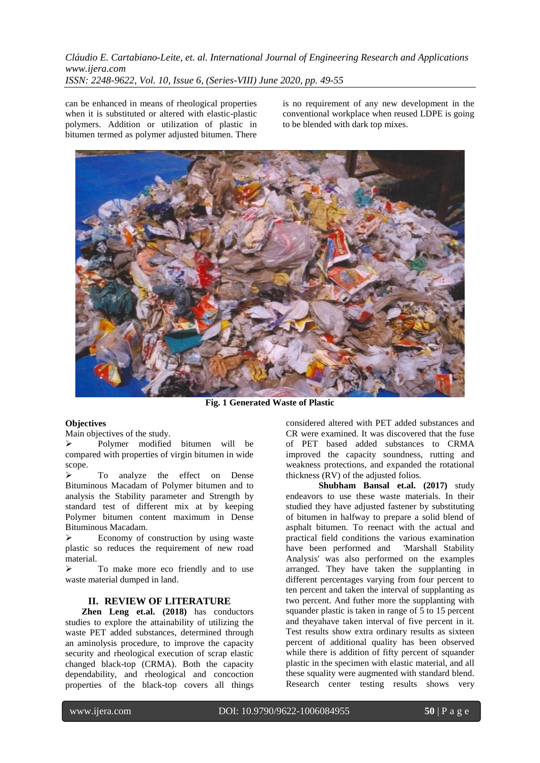can be enhanced in means of rheological properties when it is substituted or altered with elastic-plastic polymers. Addition or utilization of plastic in bitumen termed as polymer adjusted bitumen. There is no requirement of any new development in the conventional workplace when reused LDPE is going to be blended with dark top mixes.

**Fig. 1 Generated Waste of Plastic**

**Objectives**

Main objectives of the study.

- Polymer modified bitumen will be compared with properties of virgin bitumen in wide scope.
- To analyze the effect on Dense Bituminous Macadam of Polymer bitumen and to analysis the Stability parameter and Strength by standard test of different mix at by keeping Polymer bitumen content maximum in Dense Bituminous Macadam.
- Economy of construction by using waste plastic so reduces the requirement of new road material.
- To make more eco friendly and to use waste material dumped in land.

## II. REVIEW OF LITERATURE

**Zhen Leng et.al. (2018)** has conductors studies to explore the attainability of utilizing the waste PET added substances, determined through an aminolysis procedure, to improve the capacity security and rheological execution of scrap elastic changed black-top (CRMA). Both the capacity dependability, and rheological and concoction properties of the black-top covers all things considered altered with PET added substances and CR were examined. It was discovered that the fuse of PET based added substances to CRMA improved the capacity soundness, rutting and weakness protections, and expanded the rotational thickness (RV) of the adjusted folios.

**Shubham Bansal et.al. (2017)** study endeavors to use these waste materials. In their studied they have adjusted fastener by substituting of bitumen in halfway to prepare a solid blend of asphalt bitumen. To reenact with the actual and practical field conditions the various examination have been performed and 'Marshall Stability Analysis' was also performed on the examples arranged. They have taken the supplanting in different percentages varying from four percent to ten percent and taken the interval of supplanting as two percent. And futher more the supplanting with squander plastic is taken in range of 5 to 15 percent and theyahave taken interval of five percent in it. Test results show extra ordinary results as sixteen percent of additional quality has been observed while there is addition of fifty percent of squander plastic in the specimen with elastic material, and all these squality were augmented with standard blend. Research center testing results shows very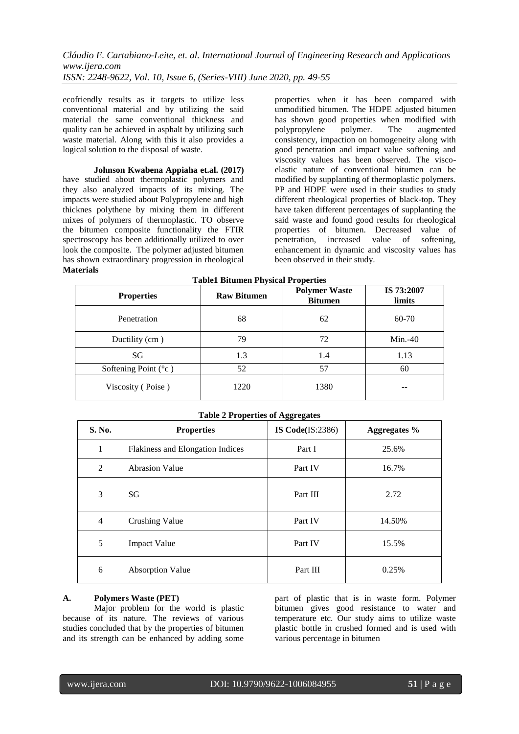ecofriendly results as it targets to utilize less conventional material and by utilizing the said material the same conventional thickness and quality can be achieved in asphalt by utilizing such waste material. Along with this it also provides a logical solution to the disposal of waste.

**Johnson Kwabena Appiaha et.al. (2017)** have studied about thermoplastic polymers and they also analyzed impacts of its mixing. The impacts were studied about Polypropylene and high thicknes polythene by mixing them in different mixes of polymers of thermoplastic. TO observe the bitumen composite functionality the FTIR spectroscopy has been additionally utilized to over look the composite. The polymer adjusted bitumen has shown extraordinary progression in rheological properties when it has been compared with unmodified bitumen. The HDPE adjusted bitumen has shown good properties when modified with polypropylene polymer. The augmented consistency, impaction on homogeneity along with good penetration and impact value softening and viscosity values has been observed. The visco-elastic nature of conventional bitumen can be modified by supplanting of thermoplastic polymers. PP and HDPE were used in their studies to study different rheological properties of black-top. They have taken different percentages of supplanting the said waste and found good results for rheological properties of bitumen. Decreased value of penetration, increased value of softening, enhancement in dynamic and viscosity values has been observed in their study.

**Materials**

**Table1 Bitumen Physical Properties**

| Properties | Raw Bitumen | Polymer Waste Bitumen | IS 73:2007 limits |
|---|---|---|---|
| Penetration | 68 | 62 | 60-70 |
| Ductility (cm ) | 79 | 72 | Min.-40 |
| SG | 1.3 | 1.4 | 1.13 |
| Softening Point (°c ) | 52 | 57 | 60 |
| Viscosity ( Poise ) | 1220 | 1380 | -- |

**Table 2 Properties of Aggregates**

| S. No. | Properties | IS Code(IS:2386) | Aggregates % |
|---|---|---|---|
| 1 | Flakiness and Elongation Indices | Part I | 25.6% |
| 2 | Abrasion Value | Part IV | 16.7% |
| 3 | SG | Part III | 2.72 |
| 4 | Crushing Value | Part IV | 14.50% |
| 5 | Impact Value | Part IV | 15.5% |
| 6 | Absorption Value | Part III | 0.25% |

**A. Polymers Waste (PET)**

Major problem for the world is plastic because of its nature. The reviews of various studies concluded that by the properties of bitumen and its strength can be enhanced by adding some part of plastic that is in waste form. Polymer bitumen gives good resistance to water and temperature etc. Our study aims to utilize waste plastic bottle in crushed formed and is used with various percentage in bitumen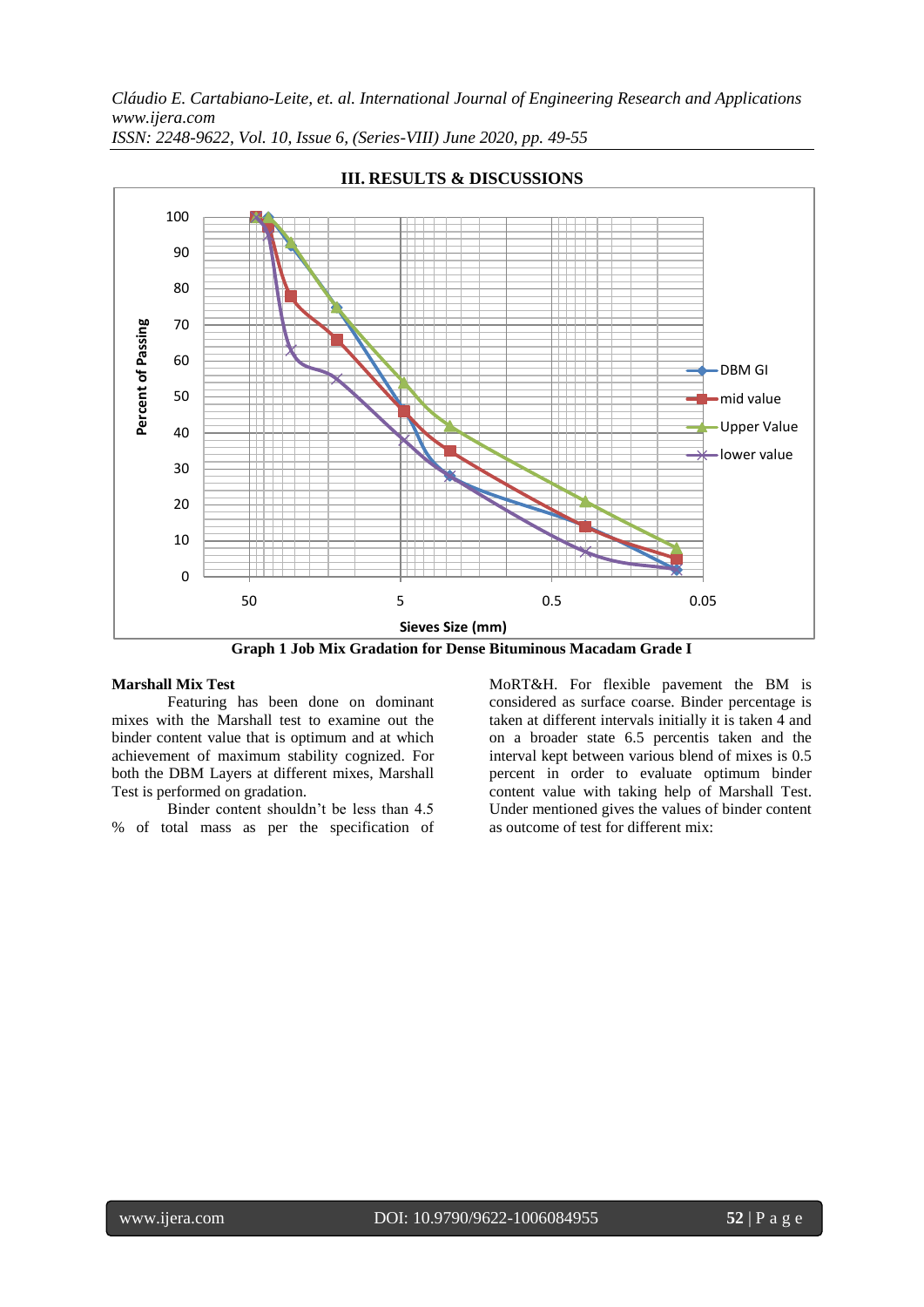## III. RESULTS & DISCUSSIONS

Graph 1 Job Mix Gradation for Dense Bituminous Macadam Grade I

**Marshall Mix Test**

Featuring has been done on dominant mixes with the Marshall test to examine out the binder content value that is optimum and at which achievement of maximum stability cognized. For both the DBM Layers at different mixes, Marshall Test is performed on gradation.

Binder content shouldn't be less than 4.5 % of total mass as per the specification of MoRT&H. For flexible pavement the BM is considered as surface coarse. Binder percentage is taken at different intervals initially it is taken 4 and on a broader state 6.5 percentis taken and the interval kept between various blend of mixes is 0.5 percent in order to evaluate optimum binder content value with taking help of Marshall Test. Under mentioned gives the values of binder content as outcome of test for different mix: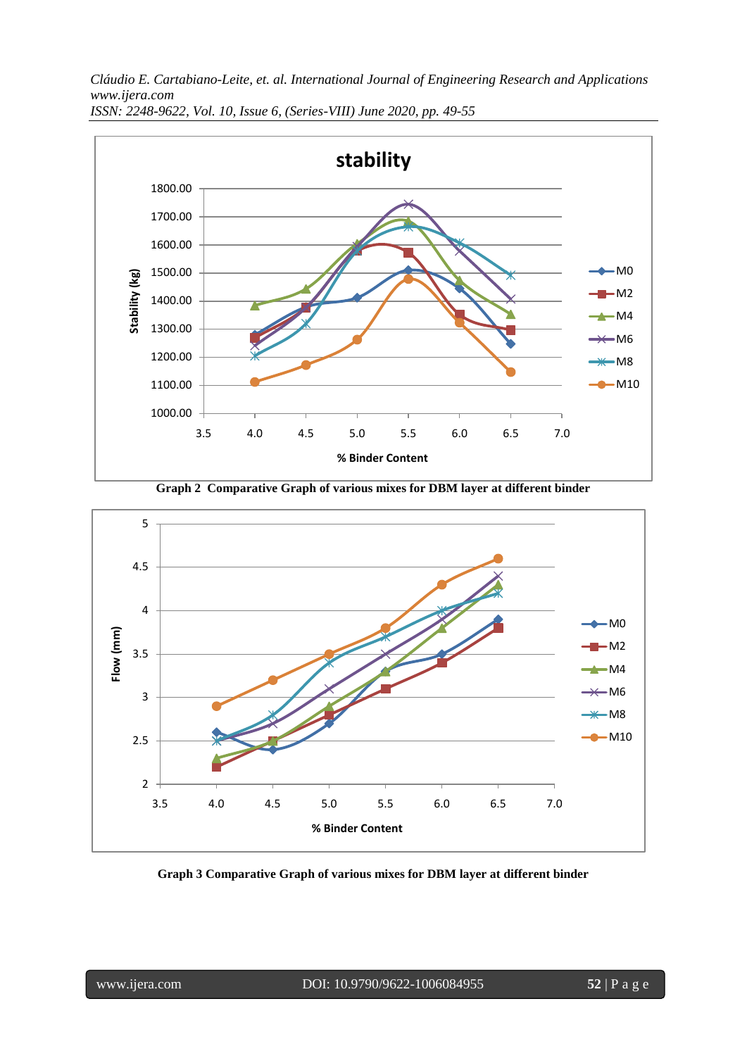Graph 2 Comparative Graph of various mixes for DBM layer at different binder

Graph 3 Comparative Graph of various mixes for DBM layer at different binder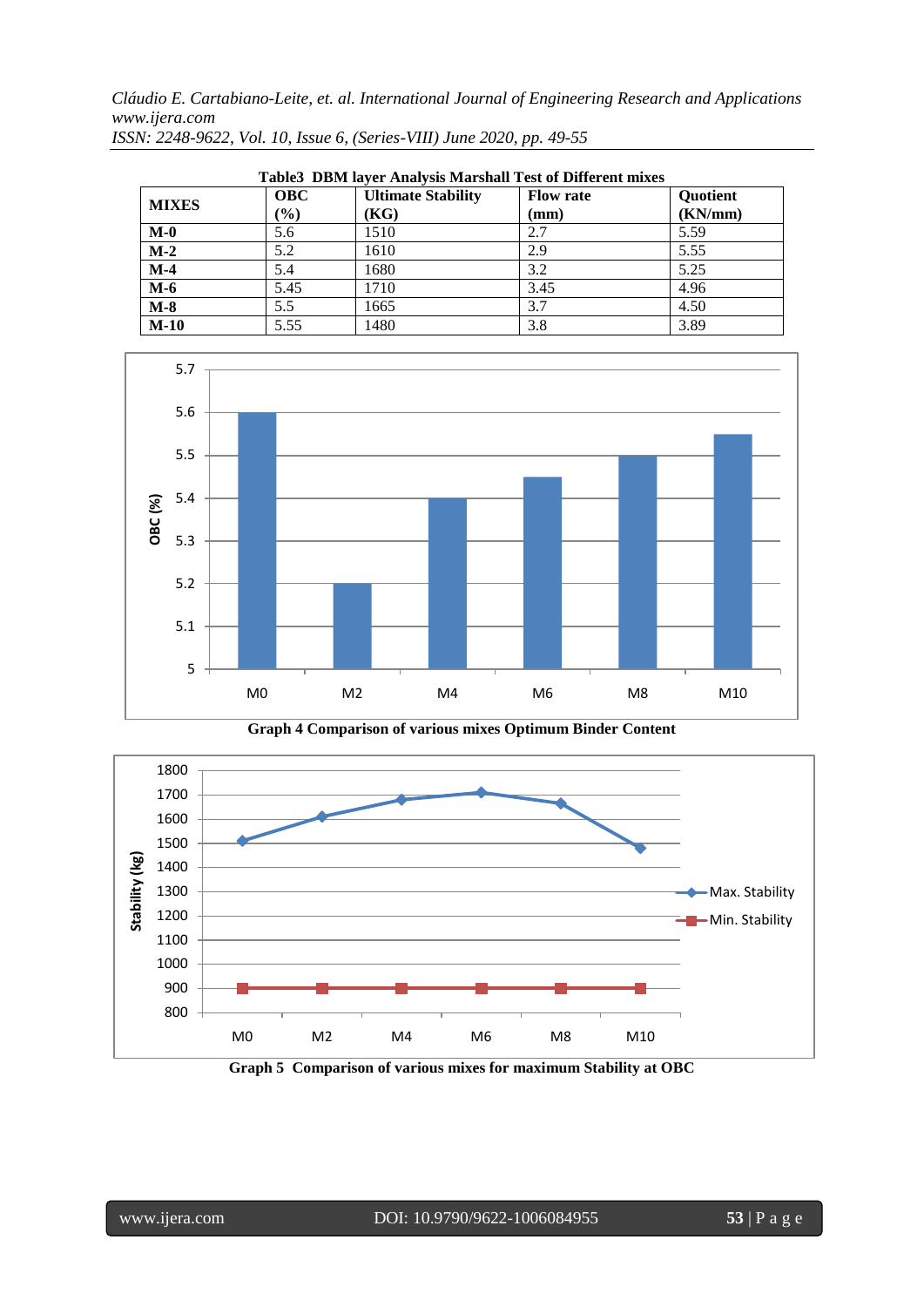**Table3 DBM layer Analysis Marshall Test of Different mixes**

| MIXES | OBC (%) | Ultimate Stability (KG) | Flow rate (mm) | Quotient (KN/mm) |
|---|---|---|---|---|
| **M-0** | 5.6 | 1510 | 2.7 | 5.59 |
| **M-2** | 5.2 | 1610 | 2.9 | 5.55 |
| **M-4** | 5.4 | 1680 | 3.2 | 5.25 |
| **M-6** | 5.45 | 1710 | 3.45 | 4.96 |
| **M-8** | 5.5 | 1665 | 3.7 | 4.50 |
| **M-10** | 5.55 | 1480 | 3.8 | 3.89 |

**Graph 4 Comparison of various mixes Optimum Binder Content**

**Graph 5 Comparison of various mixes for maximum Stability at OBC**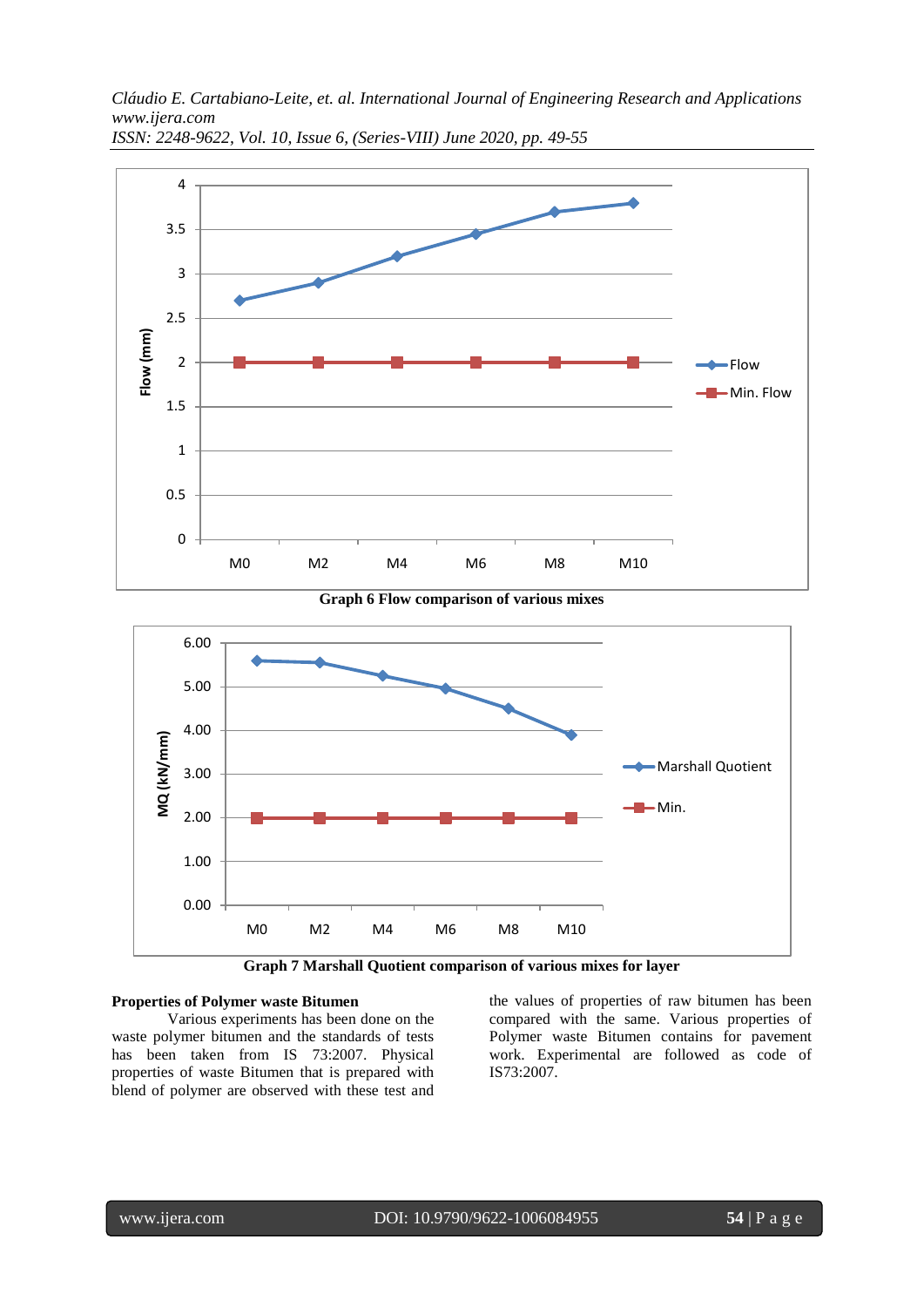**Graph 6 Flow comparison of various mixes**

**Graph 7 Marshall Quotient comparison of various mixes for layer**

**Properties of Polymer waste Bitumen**

Various experiments has been done on the waste polymer bitumen and the standards of tests has been taken from IS 73:2007. Physical properties of waste Bitumen that is prepared with blend of polymer are observed with these test and the values of properties of raw bitumen has been compared with the same. Various properties of Polymer waste Bitumen contains for pavement work. Experimental are followed as code of IS73:2007.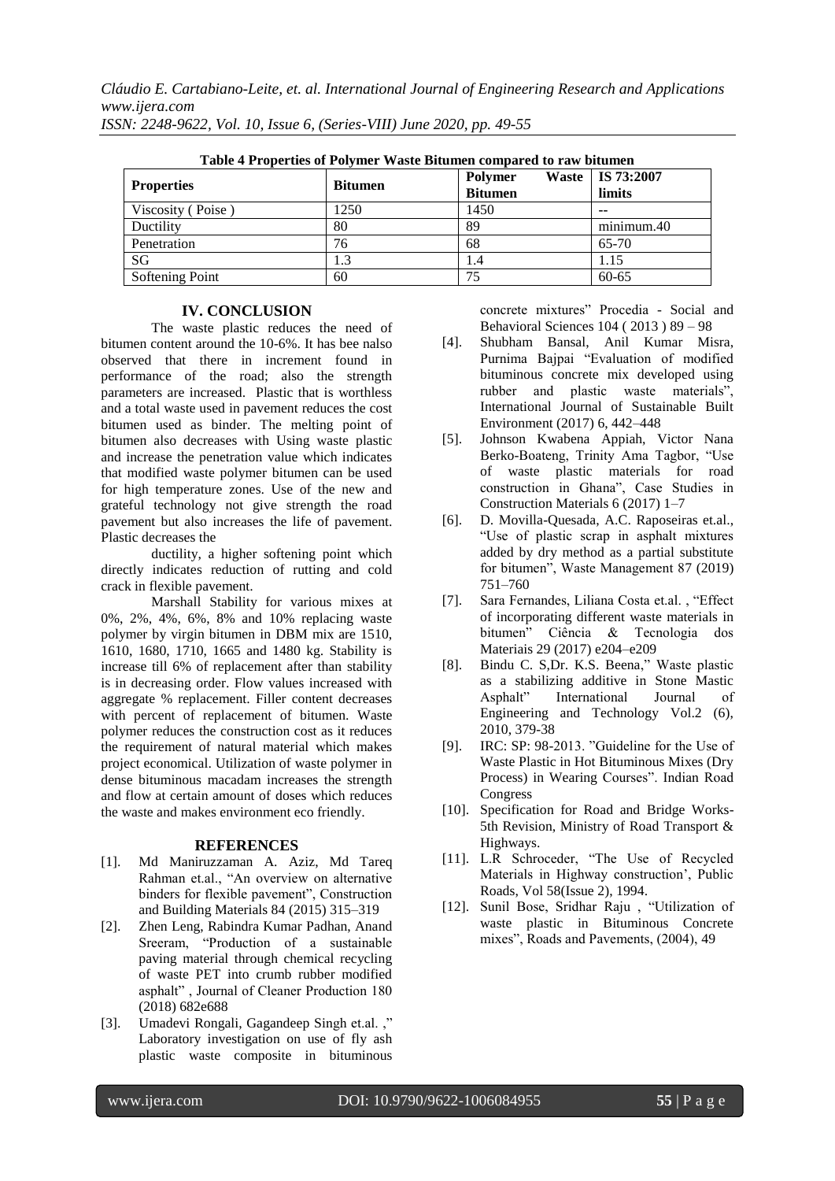**Table 4 Properties of Polymer Waste Bitumen compared to raw bitumen**

| Properties | Bitumen | Polymer Waste Bitumen | IS 73:2007 limits |
|---|---|---|---|
| Viscosity ( Poise ) | 1250 | 1450 | -- |
| Ductility | 80 | 89 | minimum.40 |
| Penetration | 76 | 68 | 65-70 |
| SG | 1.3 | 1.4 | 1.15 |
| Softening Point | 60 | 75 | 60-65 |

## IV. CONCLUSION

The waste plastic reduces the need of bitumen content around the 10-6%. It has bee nalso observed that there in increment found in performance of the road; also the strength parameters are increased. Plastic that is worthless and a total waste used in pavement reduces the cost bitumen used as binder. The melting point of bitumen also decreases with Using waste plastic and increase the penetration value which indicates that modified waste polymer bitumen can be used for high temperature zones. Use of the new and grateful technology not give strength the road pavement but also increases the life of pavement. Plastic decreases the

ductility, a higher softening point which directly indicates reduction of rutting and cold crack in flexible pavement.

Marshall Stability for various mixes at 0%, 2%, 4%, 6%, 8% and 10% replacing waste polymer by virgin bitumen in DBM mix are 1510, 1610, 1680, 1710, 1665 and 1480 kg. Stability is increase till 6% of replacement after than stability is in decreasing order. Flow values increased with aggregate % replacement. Filler content decreases with percent of replacement of bitumen. Waste polymer reduces the construction cost as it reduces the requirement of natural material which makes project economical. Utilization of waste polymer in dense bituminous macadam increases the strength and flow at certain amount of doses which reduces the waste and makes environment eco friendly.

## REFERENCES

[1]. Md Maniruzzaman A. Aziz, Md Tareq Rahman et.al., "An overview on alternative binders for flexible pavement", Construction and Building Materials 84 (2015) 315–319

[2]. Zhen Leng, Rabindra Kumar Padhan, Anand Sreeram, "Production of a sustainable paving material through chemical recycling of waste PET into crumb rubber modified asphalt" , Journal of Cleaner Production 180 (2018) 682e688

[3]. Umadevi Rongali, Gagandeep Singh et.al. ," Laboratory investigation on use of fly ash plastic waste composite in bituminous concrete mixtures" Procedia - Social and Behavioral Sciences 104 ( 2013 ) 89 – 98

[4]. Shubham Bansal, Anil Kumar Misra, Purnima Bajpai "Evaluation of modified bituminous concrete mix developed using rubber and plastic waste materials", International Journal of Sustainable Built Environment (2017) 6, 442–448

[5]. Johnson Kwabena Appiah, Victor Nana Berko-Boateng, Trinity Ama Tagbor, "Use of waste plastic materials for road construction in Ghana", Case Studies in Construction Materials 6 (2017) 1–7

[6]. D. Movilla-Quesada, A.C. Raposeiras et.al., "Use of plastic scrap in asphalt mixtures added by dry method as a partial substitute for bitumen", Waste Management 87 (2019) 751–760

[7]. Sara Fernandes, Liliana Costa et.al. , "Effect of incorporating different waste materials in bitumen" Ciência & Tecnologia dos Materiais 29 (2017) e204–e209

[8]. Bindu C. S,Dr. K.S. Beena," Waste plastic as a stabilizing additive in Stone Mastic Asphalt" International Journal of Engineering and Technology Vol.2 (6), 2010, 379-38

[9]. IRC: SP: 98-2013. "Guideline for the Use of Waste Plastic in Hot Bituminous Mixes (Dry Process) in Wearing Courses". Indian Road Congress

[10]. Specification for Road and Bridge Works-5th Revision, Ministry of Road Transport & Highways.

[11]. L.R Schroceder, "The Use of Recycled Materials in Highway construction', Public Roads, Vol 58(Issue 2), 1994.

[12]. Sunil Bose, Sridhar Raju , "Utilization of waste plastic in Bituminous Concrete mixes", Roads and Pavements, (2004), 49